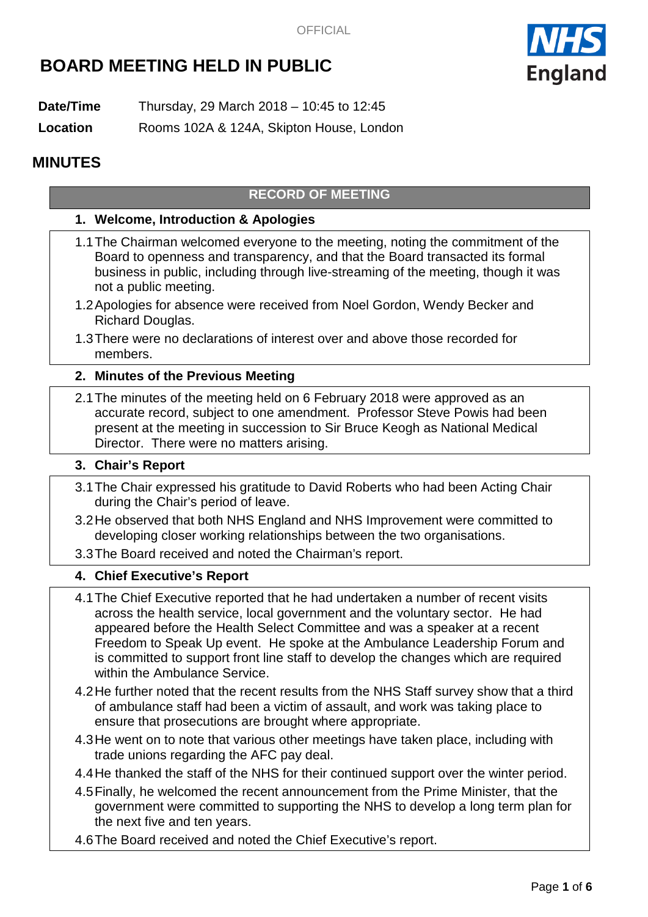OFFICIAL

# BOARD MEETING HELD IN PUBLIC

**Date/Time** Thursday, 29 March 2018 – 10:45 to 12:45

**Location** Rooms 102A & 124A, Skipton House, London

## MINUTES

### RECORD OF MEETING

#### 1. Welcome, Introduction & Apologies

1.1 The Chairman welcomed everyone to the meeting, noting the commitment of the Board to openness and transparency, and that the Board transacted its formal business in public, including through live-streaming of the meeting, though it was not a public meeting.

1.2 Apologies for absence were received from Noel Gordon, Wendy Becker and Richard Douglas.

1.3 There were no declarations of interest over and above those recorded for members.

#### 2. Minutes of the Previous Meeting

2.1 The minutes of the meeting held on 6 February 2018 were approved as an accurate record, subject to one amendment. Professor Steve Powis had been present at the meeting in succession to Sir Bruce Keogh as National Medical Director. There were no matters arising.

#### 3. Chair's Report

3.1 The Chair expressed his gratitude to David Roberts who had been Acting Chair during the Chair's period of leave.

3.2 He observed that both NHS England and NHS Improvement were committed to developing closer working relationships between the two organisations.

3.3 The Board received and noted the Chairman's report.

#### 4. Chief Executive's Report

4.1 The Chief Executive reported that he had undertaken a number of recent visits across the health service, local government and the voluntary sector. He had appeared before the Health Select Committee and was a speaker at a recent Freedom to Speak Up event. He spoke at the Ambulance Leadership Forum and is committed to support front line staff to develop the changes which are required within the Ambulance Service.

4.2 He further noted that the recent results from the NHS Staff survey show that a third of ambulance staff had been a victim of assault, and work was taking place to ensure that prosecutions are brought where appropriate.

4.3 He went on to note that various other meetings have taken place, including with trade unions regarding the AFC pay deal.

4.4 He thanked the staff of the NHS for their continued support over the winter period.

4.5 Finally, he welcomed the recent announcement from the Prime Minister, that the government were committed to supporting the NHS to develop a long term plan for the next five and ten years.

4.6 The Board received and noted the Chief Executive's report.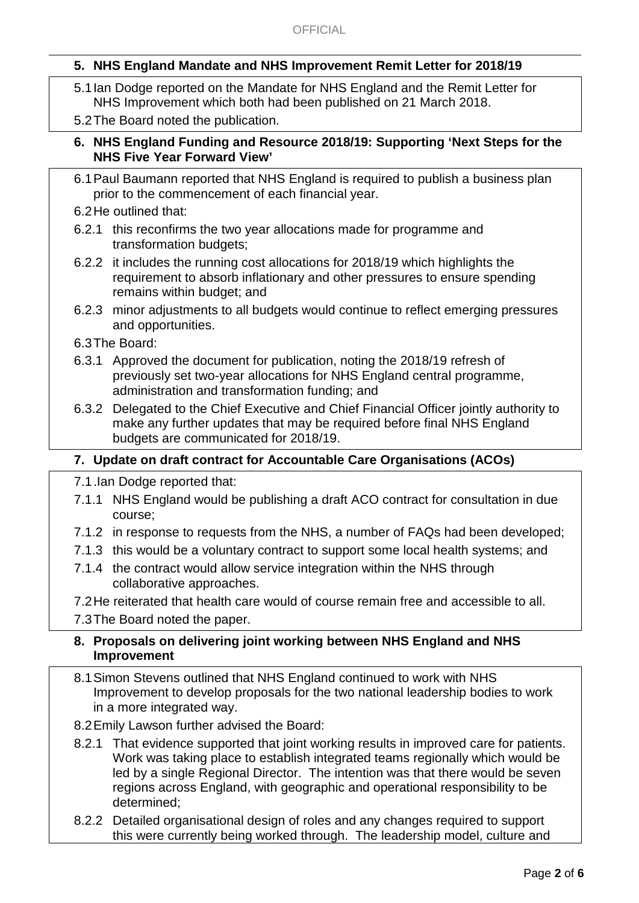## 5. NHS England Mandate and NHS Improvement Remit Letter for 2018/19

5.1 Ian Dodge reported on the Mandate for NHS England and the Remit Letter for NHS Improvement which both had been published on 21 March 2018.

5.2 The Board noted the publication.

## 6. NHS England Funding and Resource 2018/19: Supporting 'Next Steps for the NHS Five Year Forward View'

6.1 Paul Baumann reported that NHS England is required to publish a business plan prior to the commencement of each financial year.

6.2 He outlined that:

6.2.1 this reconfirms the two year allocations made for programme and transformation budgets;

6.2.2 it includes the running cost allocations for 2018/19 which highlights the requirement to absorb inflationary and other pressures to ensure spending remains within budget; and

6.2.3 minor adjustments to all budgets would continue to reflect emerging pressures and opportunities.

6.3 The Board:

6.3.1 Approved the document for publication, noting the 2018/19 refresh of previously set two-year allocations for NHS England central programme, administration and transformation funding; and

6.3.2 Delegated to the Chief Executive and Chief Financial Officer jointly authority to make any further updates that may be required before final NHS England budgets are communicated for 2018/19.

## 7. Update on draft contract for Accountable Care Organisations (ACOs)

7.1 .Ian Dodge reported that:

7.1.1 NHS England would be publishing a draft ACO contract for consultation in due course;

7.1.2 in response to requests from the NHS, a number of FAQs had been developed;

7.1.3 this would be a voluntary contract to support some local health systems; and

7.1.4 the contract would allow service integration within the NHS through collaborative approaches.

7.2 He reiterated that health care would of course remain free and accessible to all.

7.3 The Board noted the paper.

## 8. Proposals on delivering joint working between NHS England and NHS Improvement

8.1 Simon Stevens outlined that NHS England continued to work with NHS Improvement to develop proposals for the two national leadership bodies to work in a more integrated way.

8.2 Emily Lawson further advised the Board:

8.2.1 That evidence supported that joint working results in improved care for patients. Work was taking place to establish integrated teams regionally which would be led by a single Regional Director. The intention was that there would be seven regions across England, with geographic and operational responsibility to be determined;

8.2.2 Detailed organisational design of roles and any changes required to support this were currently being worked through. The leadership model, culture and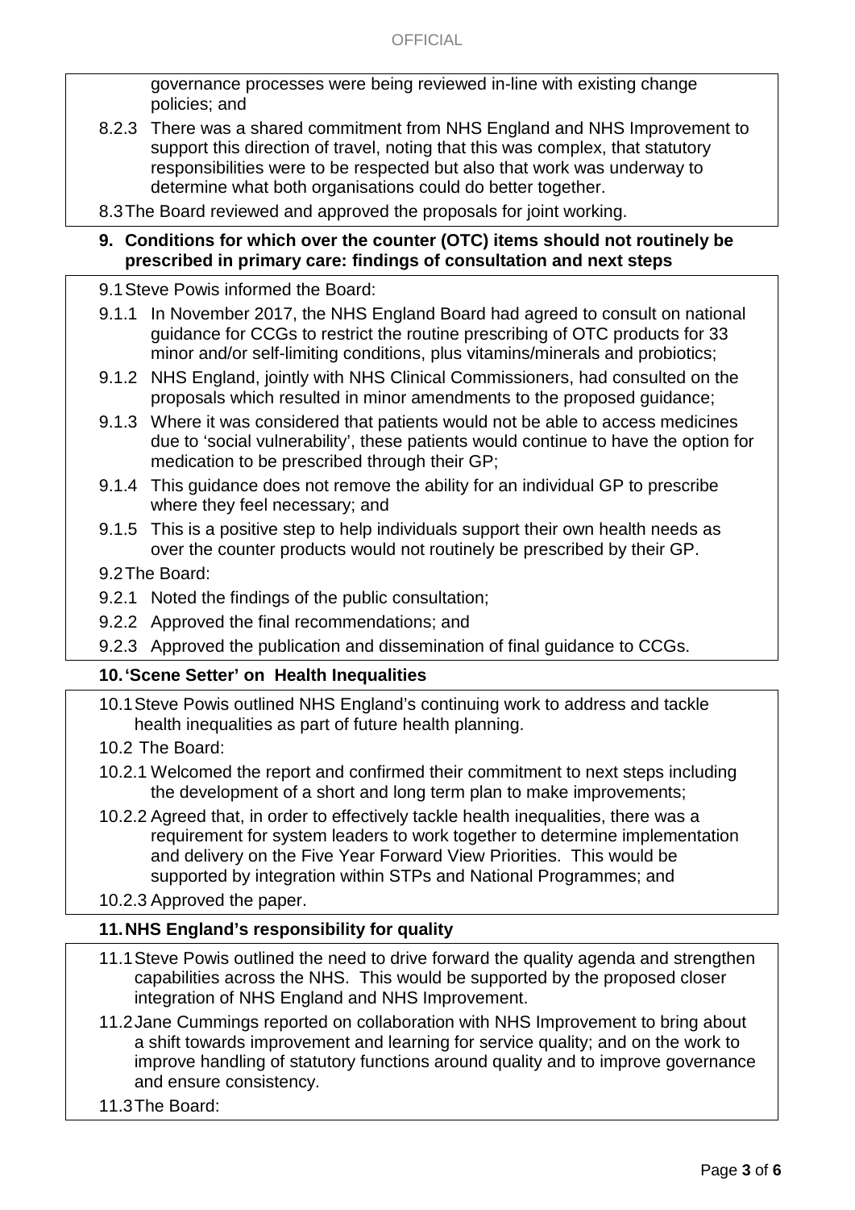governance processes were being reviewed in-line with existing change policies; and

8.2.3 There was a shared commitment from NHS England and NHS Improvement to support this direction of travel, noting that this was complex, that statutory responsibilities were to be respected but also that work was underway to determine what both organisations could do better together.

8.3 The Board reviewed and approved the proposals for joint working.

**9. Conditions for which over the counter (OTC) items should not routinely be prescribed in primary care: findings of consultation and next steps**

9.1 Steve Powis informed the Board:

9.1.1 In November 2017, the NHS England Board had agreed to consult on national guidance for CCGs to restrict the routine prescribing of OTC products for 33 minor and/or self-limiting conditions, plus vitamins/minerals and probiotics;

9.1.2 NHS England, jointly with NHS Clinical Commissioners, had consulted on the proposals which resulted in minor amendments to the proposed guidance;

9.1.3 Where it was considered that patients would not be able to access medicines due to 'social vulnerability', these patients would continue to have the option for medication to be prescribed through their GP;

9.1.4 This guidance does not remove the ability for an individual GP to prescribe where they feel necessary; and

9.1.5 This is a positive step to help individuals support their own health needs as over the counter products would not routinely be prescribed by their GP.

9.2 The Board:

9.2.1 Noted the findings of the public consultation;

9.2.2 Approved the final recommendations; and

9.2.3 Approved the publication and dissemination of final guidance to CCGs.

**10. 'Scene Setter' on Health Inequalities**

10.1 Steve Powis outlined NHS England's continuing work to address and tackle health inequalities as part of future health planning.

10.2 The Board:

10.2.1 Welcomed the report and confirmed their commitment to next steps including the development of a short and long term plan to make improvements;

10.2.2 Agreed that, in order to effectively tackle health inequalities, there was a requirement for system leaders to work together to determine implementation and delivery on the Five Year Forward View Priorities. This would be supported by integration within STPs and National Programmes; and

10.2.3 Approved the paper.

**11. NHS England's responsibility for quality**

11.1 Steve Powis outlined the need to drive forward the quality agenda and strengthen capabilities across the NHS. This would be supported by the proposed closer integration of NHS England and NHS Improvement.

11.2 Jane Cummings reported on collaboration with NHS Improvement to bring about a shift towards improvement and learning for service quality; and on the work to improve handling of statutory functions around quality and to improve governance and ensure consistency.

11.3 The Board: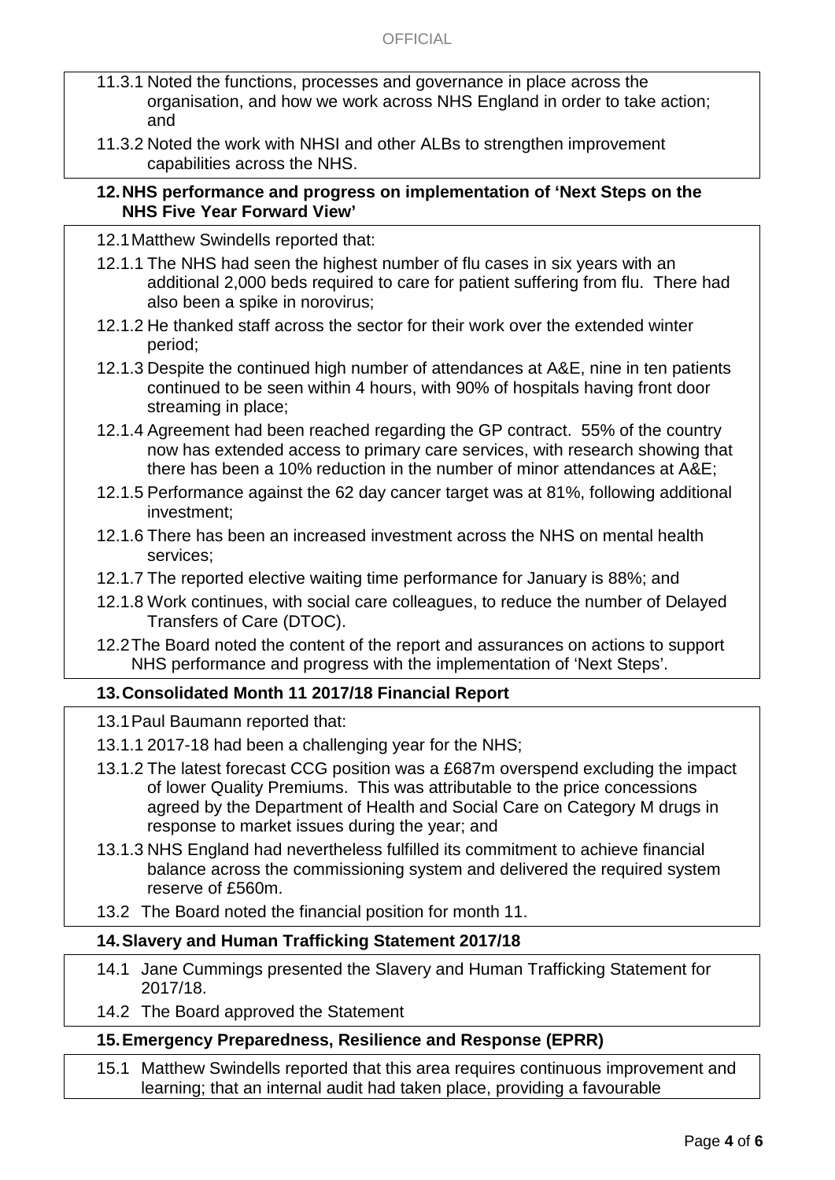11.3.1 Noted the functions, processes and governance in place across the organisation, and how we work across NHS England in order to take action; and

11.3.2 Noted the work with NHSI and other ALBs to strengthen improvement capabilities across the NHS.

## 12. NHS performance and progress on implementation of 'Next Steps on the NHS Five Year Forward View'

12.1 Matthew Swindells reported that:

12.1.1 The NHS had seen the highest number of flu cases in six years with an additional 2,000 beds required to care for patient suffering from flu. There had also been a spike in norovirus;

12.1.2 He thanked staff across the sector for their work over the extended winter period;

12.1.3 Despite the continued high number of attendances at A&E, nine in ten patients continued to be seen within 4 hours, with 90% of hospitals having front door streaming in place;

12.1.4 Agreement had been reached regarding the GP contract. 55% of the country now has extended access to primary care services, with research showing that there has been a 10% reduction in the number of minor attendances at A&E;

12.1.5 Performance against the 62 day cancer target was at 81%, following additional investment;

12.1.6 There has been an increased investment across the NHS on mental health services;

12.1.7 The reported elective waiting time performance for January is 88%; and

12.1.8 Work continues, with social care colleagues, to reduce the number of Delayed Transfers of Care (DTOC).

12.2 The Board noted the content of the report and assurances on actions to support NHS performance and progress with the implementation of 'Next Steps'.

## 13. Consolidated Month 11 2017/18 Financial Report

13.1 Paul Baumann reported that:

13.1.1 2017-18 had been a challenging year for the NHS;

13.1.2 The latest forecast CCG position was a £687m overspend excluding the impact of lower Quality Premiums. This was attributable to the price concessions agreed by the Department of Health and Social Care on Category M drugs in response to market issues during the year; and

13.1.3 NHS England had nevertheless fulfilled its commitment to achieve financial balance across the commissioning system and delivered the required system reserve of £560m.

13.2 The Board noted the financial position for month 11.

## 14. Slavery and Human Trafficking Statement 2017/18

14.1 Jane Cummings presented the Slavery and Human Trafficking Statement for 2017/18.

14.2 The Board approved the Statement

## 15. Emergency Preparedness, Resilience and Response (EPRR)

15.1 Matthew Swindells reported that this area requires continuous improvement and learning; that an internal audit had taken place, providing a favourable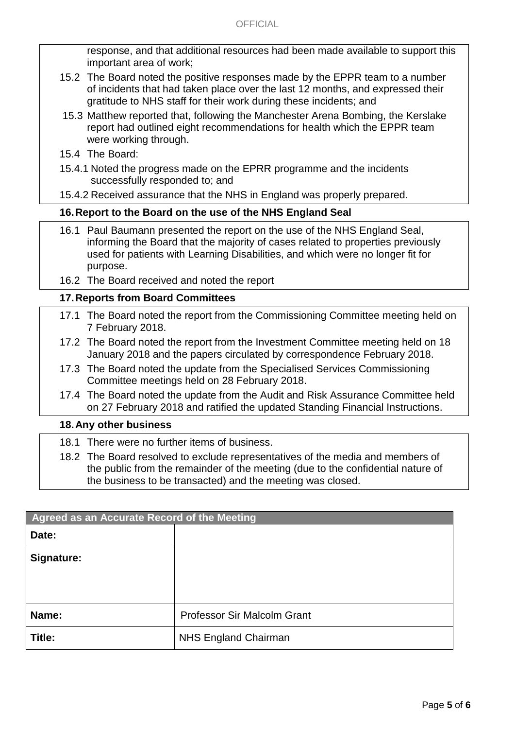response, and that additional resources had been made available to support this important area of work;

15.2 The Board noted the positive responses made by the EPPR team to a number of incidents that had taken place over the last 12 months, and expressed their gratitude to NHS staff for their work during these incidents; and

15.3 Matthew reported that, following the Manchester Arena Bombing, the Kerslake report had outlined eight recommendations for health which the EPPR team were working through.

15.4 The Board:

15.4.1 Noted the progress made on the EPRR programme and the incidents successfully responded to; and

15.4.2 Received assurance that the NHS in England was properly prepared.

## 16. Report to the Board on the use of the NHS England Seal

16.1 Paul Baumann presented the report on the use of the NHS England Seal, informing the Board that the majority of cases related to properties previously used for patients with Learning Disabilities, and which were no longer fit for purpose.

16.2 The Board received and noted the report

## 17. Reports from Board Committees

17.1 The Board noted the report from the Commissioning Committee meeting held on 7 February 2018.

17.2 The Board noted the report from the Investment Committee meeting held on 18 January 2018 and the papers circulated by correspondence February 2018.

17.3 The Board noted the update from the Specialised Services Commissioning Committee meetings held on 28 February 2018.

17.4 The Board noted the update from the Audit and Risk Assurance Committee held on 27 February 2018 and ratified the updated Standing Financial Instructions.

## 18. Any other business

18.1 There were no further items of business.

18.2 The Board resolved to exclude representatives of the media and members of the public from the remainder of the meeting (due to the confidential nature of the business to be transacted) and the meeting was closed.

| Agreed as an Accurate Record of the Meeting | |
|---|---|
| **Date:** | |
| **Signature:** | |
| **Name:** | Professor Sir Malcolm Grant |
| **Title:** | NHS England Chairman |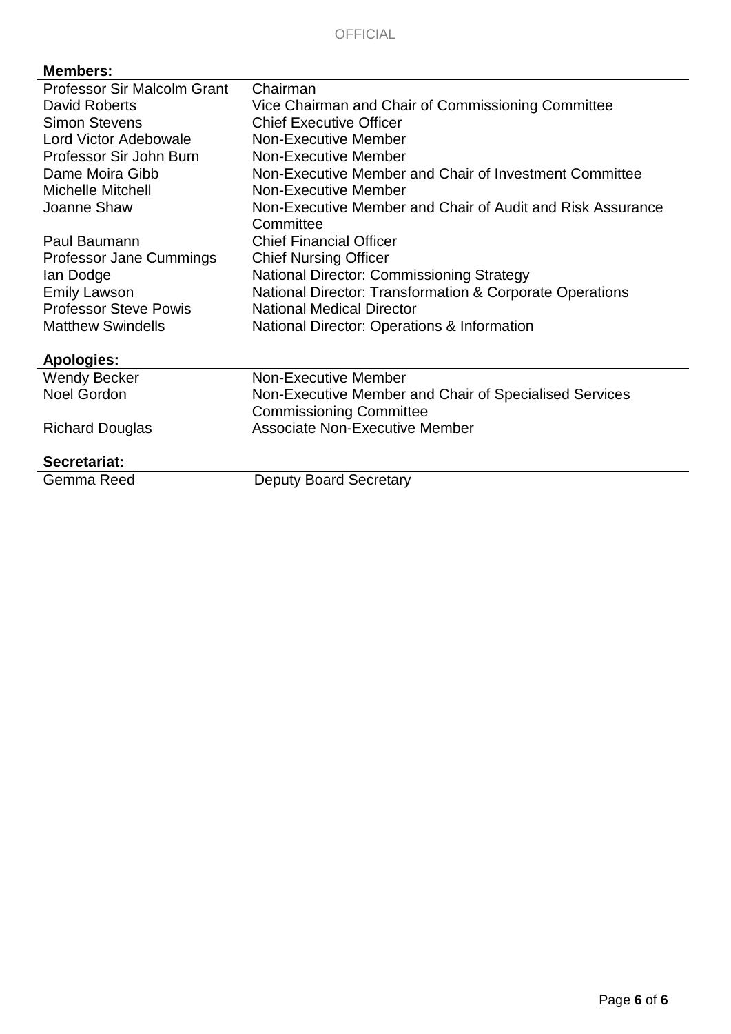**Members:**

| | |
|---|---|
| Professor Sir Malcolm Grant | Chairman |
| David Roberts | Vice Chairman and Chair of Commissioning Committee |
| Simon Stevens | Chief Executive Officer |
| Lord Victor Adebowale | Non-Executive Member |
| Professor Sir John Burn | Non-Executive Member |
| Dame Moira Gibb | Non-Executive Member and Chair of Investment Committee |
| Michelle Mitchell | Non-Executive Member |
| Joanne Shaw | Non-Executive Member and Chair of Audit and Risk Assurance Committee |
| Paul Baumann | Chief Financial Officer |
| Professor Jane Cummings | Chief Nursing Officer |
| Ian Dodge | National Director: Commissioning Strategy |
| Emily Lawson | National Director: Transformation & Corporate Operations |
| Professor Steve Powis | National Medical Director |
| Matthew Swindells | National Director: Operations & Information |

**Apologies:**

| | |
|---|---|
| Wendy Becker | Non-Executive Member |
| Noel Gordon | Non-Executive Member and Chair of Specialised Services Commissioning Committee |
| Richard Douglas | Associate Non-Executive Member |

**Secretariat:**

| | |
|---|---|
| Gemma Reed | Deputy Board Secretary |